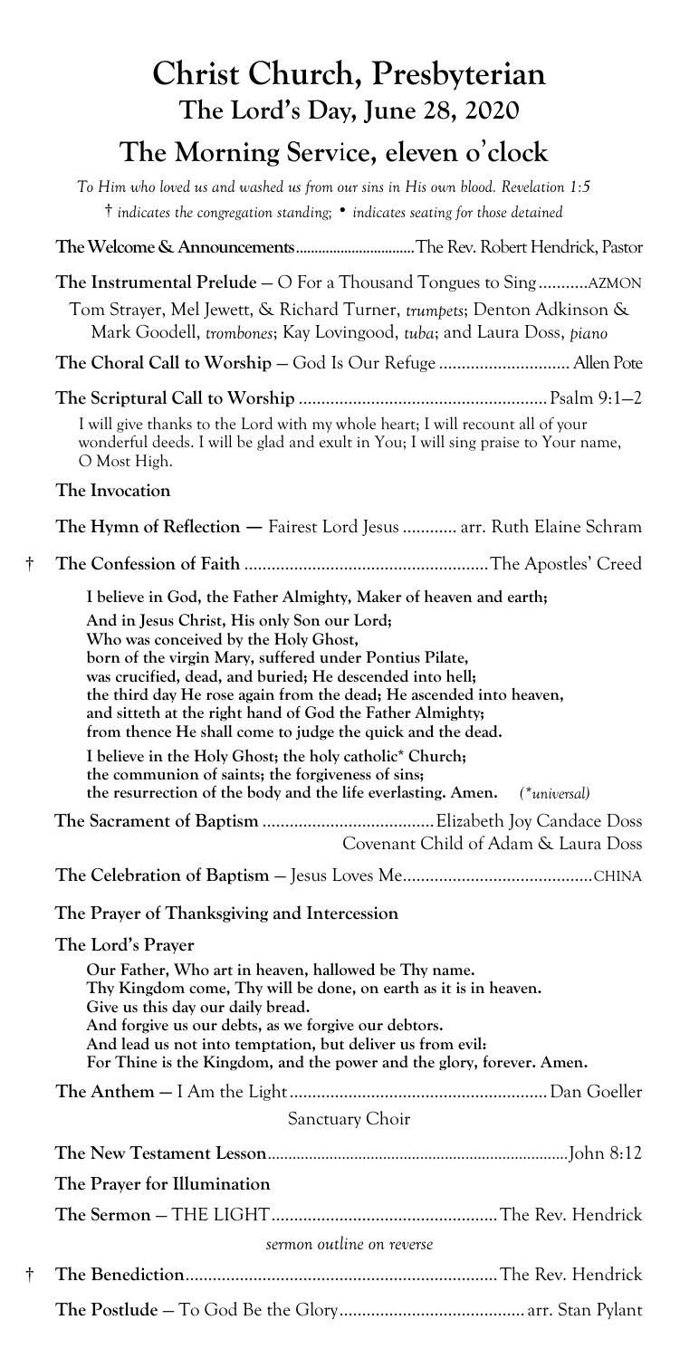# Christ Church, Presbyterian

## The Lord's Day, June 28, 2020

## The Morning Service, eleven o'clock

*To Him who loved us and washed us from our sins in His own blood. Revelation 1:5*

† *indicates the congregation standing;* • *indicates seating for those detained*

**The Welcome & Announcements** ................................ The Rev. Robert Hendrick, Pastor

**The Instrumental Prelude** — O For a Thousand Tongues to Sing ........... AZMON

Tom Strayer, Mel Jewett, & Richard Turner, *trumpets*; Denton Adkinson & Mark Goodell, *trombones*; Kay Lovingood, *tuba*; and Laura Doss, *piano*

**The Choral Call to Worship** — God Is Our Refuge ............................ Allen Pote

**The Scriptural Call to Worship** ....................................................... Psalm 9:1–2

I will give thanks to the Lord with my whole heart; I will recount all of your wonderful deeds. I will be glad and exult in You; I will sing praise to Your name, O Most High.

**The Invocation**

**The Hymn of Reflection —** Fairest Lord Jesus ............ arr. Ruth Elaine Schram

† **The Confession of Faith** ..................................................... The Apostles' Creed

**I believe in God, the Father Almighty, Maker of heaven and earth;**
**And in Jesus Christ, His only Son our Lord;**
**Who was conceived by the Holy Ghost,**
**born of the virgin Mary, suffered under Pontius Pilate,**
**was crucified, dead, and buried; He descended into hell;**
**the third day He rose again from the dead; He ascended into heaven,**
**and sitteth at the right hand of God the Father Almighty;**
**from thence He shall come to judge the quick and the dead.**

**I believe in the Holy Ghost; the holy catholic* Church;**
**the communion of saints; the forgiveness of sins;**
**the resurrection of the body and the life everlasting. Amen.** *(*universal)*

**The Sacrament of Baptism** ...................................... Elizabeth Joy Candace Doss
Covenant Child of Adam & Laura Doss

**The Celebration of Baptism** — Jesus Loves Me .......................................... CHINA

**The Prayer of Thanksgiving and Intercession**

**The Lord's Prayer**

**Our Father, Who art in heaven, hallowed be Thy name.**
**Thy Kingdom come, Thy will be done, on earth as it is in heaven.**
**Give us this day our daily bread.**
**And forgive us our debts, as we forgive our debtors.**
**And lead us not into temptation, but deliver us from evil:**
**For Thine is the Kingdom, and the power and the glory, forever. Amen.**

**The Anthem —** I Am the Light ......................................................... Dan Goeller
Sanctuary Choir

**The New Testament Lesson** ........................................................................ John 8:12

**The Prayer for Illumination**

**The Sermon** — THE LIGHT .................................................. The Rev. Hendrick

*sermon outline on reverse*

† **The Benediction** .................................................................... The Rev. Hendrick

**The Postlude** — To God Be the Glory ......................................... arr. Stan Pylant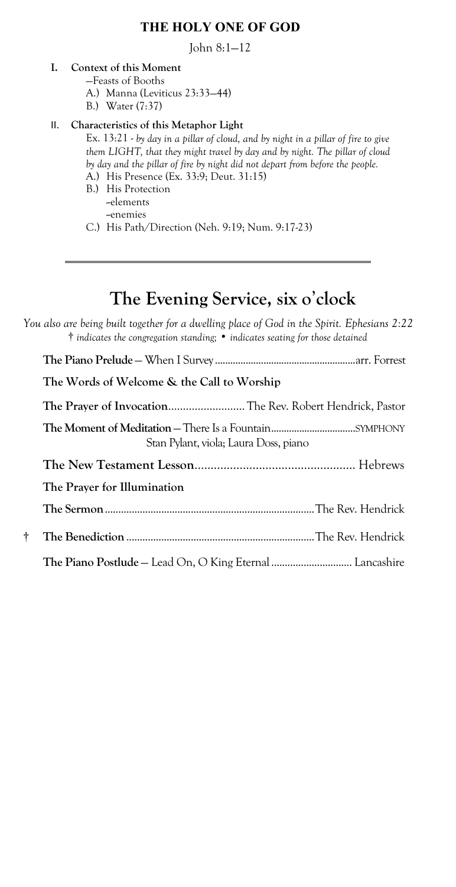## THE HOLY ONE OF GOD

John 8:1—12

**I. Context of this Moment**

—Feasts of Booths

A.) Manna (Leviticus 23:33—44)

B.) Water (7:37)

**II. Characteristics of this Metaphor Light**

Ex. 13:21 - *by day in a pillar of cloud, and by night in a pillar of fire to give them LIGHT, that they might travel by day and by night. The pillar of cloud by day and the pillar of fire by night did not depart from before the people.*

A.) His Presence (Ex. 33:9; Deut. 31:15)

B.) His Protection

~elements

~enemies

C.) His Path/Direction (Neh. 9:19; Num. 9:17-23)

---

# The Evening Service, six o'clock

*You also are being built together for a dwelling place of God in the Spirit. Ephesians 2:22*

† *indicates the congregation standing;* • *indicates seating for those detained*

**The Piano Prelude** — When I Survey ........................................................ arr. Forrest

**The Words of Welcome & the Call to Worship**

**The Prayer of Invocation** .......................... The Rev. Robert Hendrick, Pastor

**The Moment of Meditation** — There Is a Fountain ................................. SYMPHONY
Stan Pylant, viola; Laura Doss, piano

**The New Testament Lesson** .................................................. Hebrews

**The Prayer for Illumination**

**The Sermon** .............................................................................. The Rev. Hendrick

† **The Benediction** ...................................................................... The Rev. Hendrick

**The Piano Postlude** — Lead On, O King Eternal .............................. Lancashire